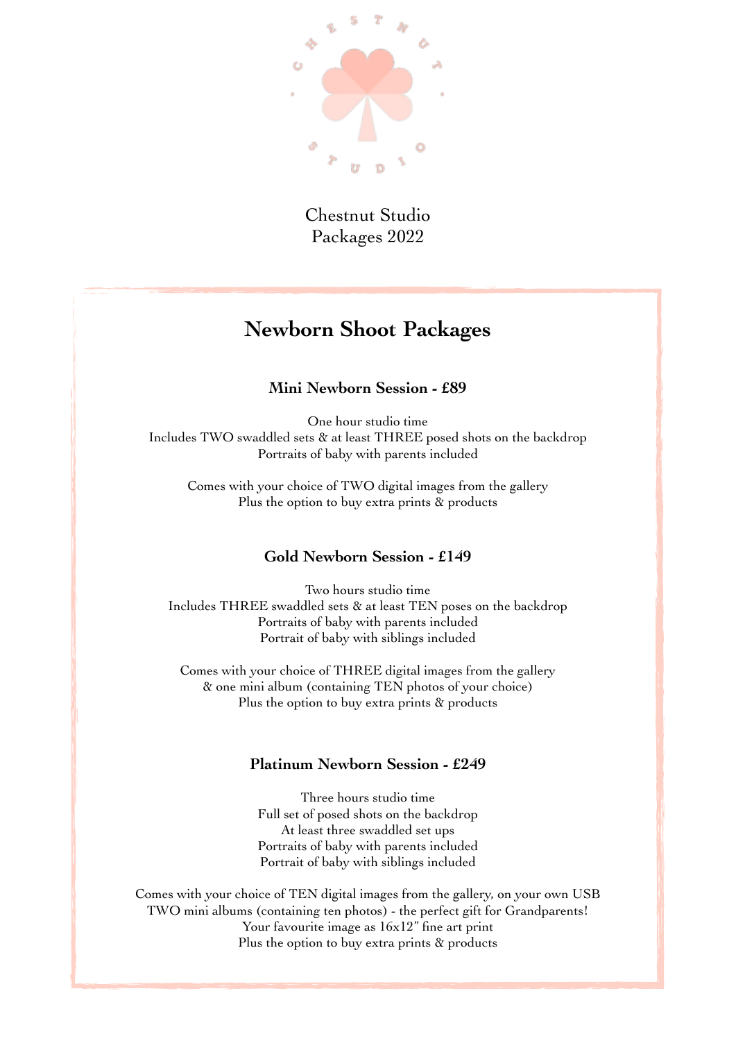Chestnut Studio
Packages 2022

# Newborn Shoot Packages

### Mini Newborn Session - £89

One hour studio time
Includes TWO swaddled sets & at least THREE posed shots on the backdrop
Portraits of baby with parents included

Comes with your choice of TWO digital images from the gallery
Plus the option to buy extra prints & products

### Gold Newborn Session - £149

Two hours studio time
Includes THREE swaddled sets & at least TEN poses on the backdrop
Portraits of baby with parents included
Portrait of baby with siblings included

Comes with your choice of THREE digital images from the gallery
& one mini album (containing TEN photos of your choice)
Plus the option to buy extra prints & products

### Platinum Newborn Session - £249

Three hours studio time
Full set of posed shots on the backdrop
At least three swaddled set ups
Portraits of baby with parents included
Portrait of baby with siblings included

Comes with your choice of TEN digital images from the gallery, on your own USB
TWO mini albums (containing ten photos) - the perfect gift for Grandparents!
Your favourite image as 16x12" fine art print
Plus the option to buy extra prints & products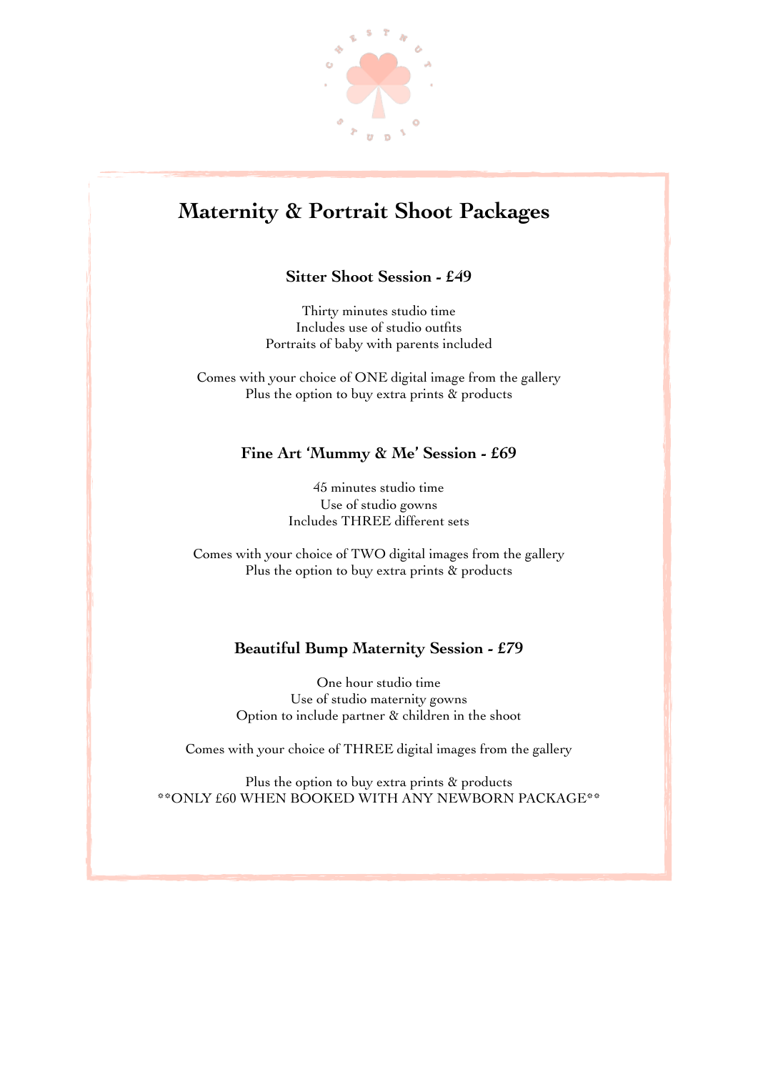# Maternity & Portrait Shoot Packages

### Sitter Shoot Session - £49

Thirty minutes studio time
Includes use of studio outfits
Portraits of baby with parents included

Comes with your choice of ONE digital image from the gallery
Plus the option to buy extra prints & products

### Fine Art 'Mummy & Me' Session - £69

45 minutes studio time
Use of studio gowns
Includes THREE different sets

Comes with your choice of TWO digital images from the gallery
Plus the option to buy extra prints & products

### Beautiful Bump Maternity Session - £79

One hour studio time
Use of studio maternity gowns
Option to include partner & children in the shoot

Comes with your choice of THREE digital images from the gallery

Plus the option to buy extra prints & products
**ONLY £60 WHEN BOOKED WITH ANY NEWBORN PACKAGE**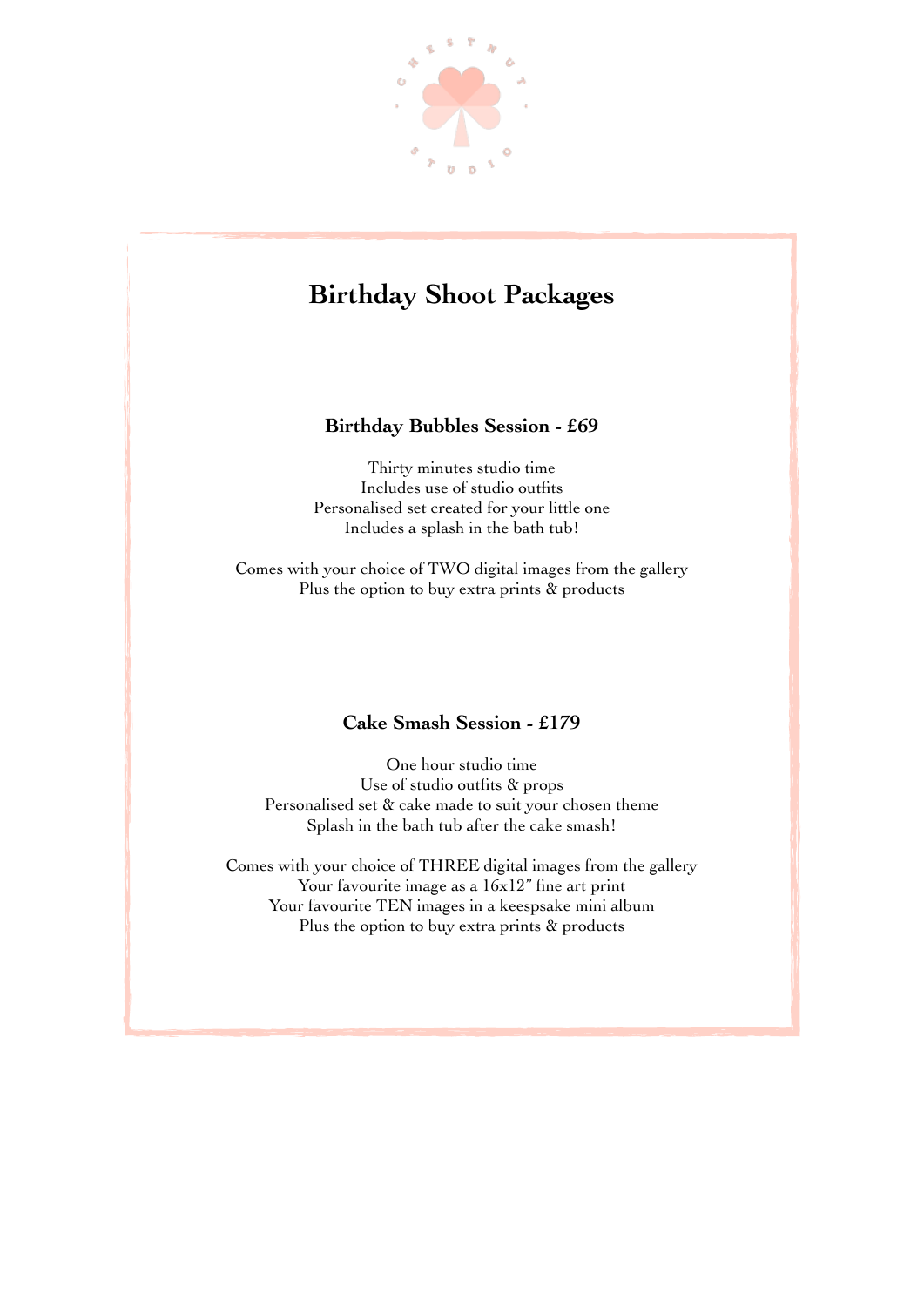# Birthday Shoot Packages

### Birthday Bubbles Session - £69

Thirty minutes studio time
Includes use of studio outfits
Personalised set created for your little one
Includes a splash in the bath tub!

Comes with your choice of TWO digital images from the gallery
Plus the option to buy extra prints & products

### Cake Smash Session - £179

One hour studio time
Use of studio outfits & props
Personalised set & cake made to suit your chosen theme
Splash in the bath tub after the cake smash!

Comes with your choice of THREE digital images from the gallery
Your favourite image as a 16x12" fine art print
Your favourite TEN images in a keespsake mini album
Plus the option to buy extra prints & products